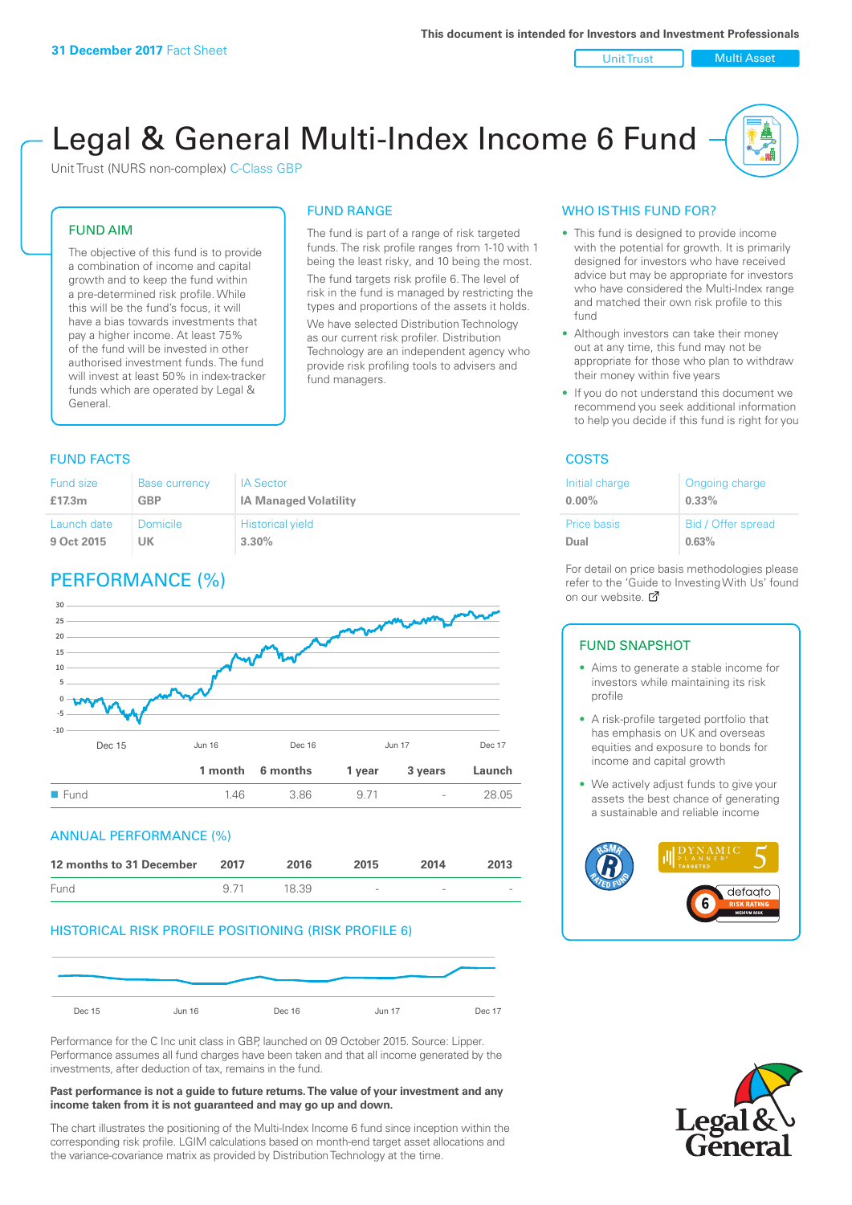31 December 2017 Fact Sheet

This document is intended for Investors and Investment Professionals

Unit Trust | Multi Asset

# Legal & General Multi-Index Income 6 Fund

Unit Trust (NURS non-complex) C-Class GBP

## FUND AIM

The objective of this fund is to provide a combination of income and capital growth and to keep the fund within a pre-determined risk profile. While this will be the fund's focus, it will have a bias towards investments that pay a higher income. At least 75% of the fund will be invested in other authorised investment funds. The fund will invest at least 50% in index-tracker funds which are operated by Legal & General.

## FUND RANGE

The fund is part of a range of risk targeted funds. The risk profile ranges from 1-10 with 1 being the least risky, and 10 being the most.

The fund targets risk profile 6. The level of risk in the fund is managed by restricting the types and proportions of the assets it holds.

We have selected Distribution Technology as our current risk profiler. Distribution Technology are an independent agency who provide risk profiling tools to advisers and fund managers.

## WHO IS THIS FUND FOR?

- This fund is designed to provide income with the potential for growth. It is primarily designed for investors who have received advice but may be appropriate for investors who have considered the Multi-Index range and matched their own risk profile to this fund
- Although investors can take their money out at any time, this fund may not be appropriate for those who plan to withdraw their money within five years
- If you do not understand this document we recommend you seek additional information to help you decide if this fund is right for you

## FUND FACTS

| Fund size | Base currency | IA Sector |
|---|---|---|
| £17.3m | GBP | IA Managed Volatility |
| **Launch date** | **Domicile** | **Historical yield** |
| 9 Oct 2015 | UK | 3.30% |

## COSTS

| Initial charge | Ongoing charge |
|---|---|
| 0.00% | 0.33% |
| **Price basis** | **Bid / Offer spread** |
| Dual | 0.63% |

For detail on price basis methodologies please refer to the 'Guide to Investing With Us' found on our website.

## PERFORMANCE (%)

| | 1 month | 6 months | 1 year | 3 years | Launch |
|---|---|---|---|---|---|
| Fund | 1.46 | 3.86 | 9.71 | - | 28.05 |

## ANNUAL PERFORMANCE (%)

| 12 months to 31 December | 2017 | 2016 | 2015 | 2014 | 2013 |
|---|---|---|---|---|---|
| Fund | 9.71 | 18.39 | - | - | - |

## HISTORICAL RISK PROFILE POSITIONING (RISK PROFILE 6)

Performance for the C Inc unit class in GBP, launched on 09 October 2015. Source: Lipper. Performance assumes all fund charges have been taken and that all income generated by the investments, after deduction of tax, remains in the fund.

**Past performance is not a guide to future returns. The value of your investment and any income taken from it is not guaranteed and may go up and down.**

The chart illustrates the positioning of the Multi-Index Income 6 fund since inception within the corresponding risk profile. LGIM calculations based on month-end target asset allocations and the variance-covariance matrix as provided by Distribution Technology at the time.

## FUND SNAPSHOT

- Aims to generate a stable income for investors while maintaining its risk profile
- A risk-profile targeted portfolio that has emphasis on UK and overseas equities and exposure to bonds for income and capital growth
- We actively adjust funds to give your assets the best chance of generating a sustainable and reliable income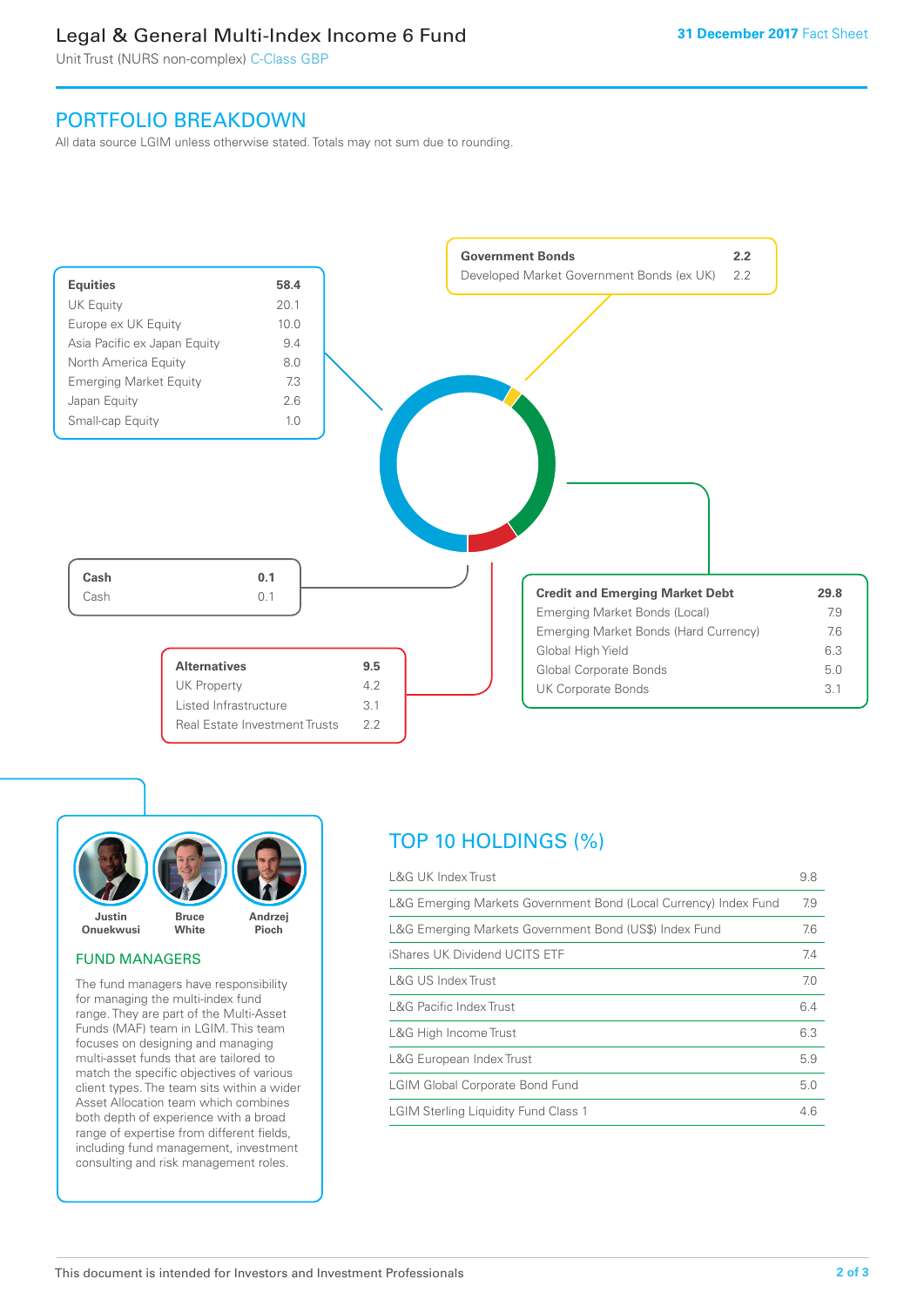# Legal & General Multi-Index Income 6 Fund

Unit Trust (NURS non-complex) C-Class GBP

31 December 2017 Fact Sheet

## PORTFOLIO BREAKDOWN

All data source LGIM unless otherwise stated. Totals may not sum due to rounding.

| **Equities** | **58.4** |
|---|---|
| UK Equity | 20.1 |
| Europe ex UK Equity | 10.0 |
| Asia Pacific ex Japan Equity | 9.4 |
| North America Equity | 8.0 |
| Emerging Market Equity | 7.3 |
| Japan Equity | 2.6 |
| Small-cap Equity | 1.0 |

| **Government Bonds** | **2.2** |
|---|---|
| Developed Market Government Bonds (ex UK) | 2.2 |

| **Cash** | **0.1** |
|---|---|
| Cash | 0.1 |

| **Credit and Emerging Market Debt** | **29.8** |
|---|---|
| Emerging Market Bonds (Local) | 7.9 |
| Emerging Market Bonds (Hard Currency) | 7.6 |
| Global High Yield | 6.3 |
| Global Corporate Bonds | 5.0 |
| UK Corporate Bonds | 3.1 |

| **Alternatives** | **9.5** |
|---|---|
| UK Property | 4.2 |
| Listed Infrastructure | 3.1 |
| Real Estate Investment Trusts | 2.2 |

Justin Onuekwusi, Bruce White, Andrzej Pioch

### FUND MANAGERS

The fund managers have responsibility for managing the multi-index fund range. They are part of the Multi-Asset Funds (MAF) team in LGIM. This team focuses on designing and managing multi-asset funds that are tailored to match the specific objectives of various client types. The team sits within a wider Asset Allocation team which combines both depth of experience with a broad range of expertise from different fields, including fund management, investment consulting and risk management roles.

## TOP 10 HOLDINGS (%)

| Holding | % |
|---|---|
| L&G UK Index Trust | 9.8 |
| L&G Emerging Markets Government Bond (Local Currency) Index Fund | 7.9 |
| L&G Emerging Markets Government Bond (US$) Index Fund | 7.6 |
| iShares UK Dividend UCITS ETF | 7.4 |
| L&G US Index Trust | 7.0 |
| L&G Pacific Index Trust | 6.4 |
| L&G High Income Trust | 6.3 |
| L&G European Index Trust | 5.9 |
| LGIM Global Corporate Bond Fund | 5.0 |
| LGIM Sterling Liquidity Fund Class 1 | 4.6 |

This document is intended for Investors and Investment Professionals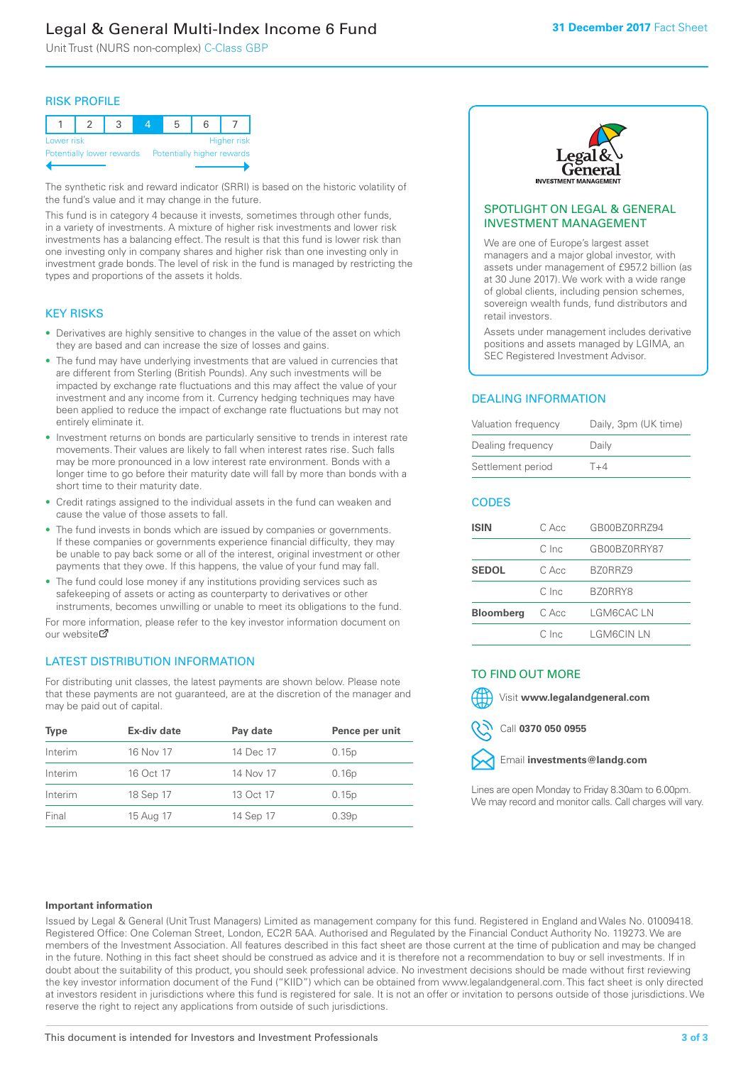# Legal & General Multi-Index Income 6 Fund

Unit Trust (NURS non-complex) C-Class GBP

**31 December 2017** Fact Sheet

## RISK PROFILE

| 1 | 2 | 3 | 4 | 5 | 6 | 7 |
|---|---|---|---|---|---|---|

Lower risk — Higher risk

Potentially lower rewards — Potentially higher rewards

The synthetic risk and reward indicator (SRRI) is based on the historic volatility of the fund's value and it may change in the future.

This fund is in category 4 because it invests, sometimes through other funds, in a variety of investments. A mixture of higher risk investments and lower risk investments has a balancing effect. The result is that this fund is lower risk than one investing only in company shares and higher risk than one investing only in investment grade bonds. The level of risk in the fund is managed by restricting the types and proportions of the assets it holds.

## KEY RISKS

- Derivatives are highly sensitive to changes in the value of the asset on which they are based and can increase the size of losses and gains.
- The fund may have underlying investments that are valued in currencies that are different from Sterling (British Pounds). Any such investments will be impacted by exchange rate fluctuations and this may affect the value of your investment and any income from it. Currency hedging techniques may have been applied to reduce the impact of exchange rate fluctuations but may not entirely eliminate it.
- Investment returns on bonds are particularly sensitive to trends in interest rate movements. Their values are likely to fall when interest rates rise. Such falls may be more pronounced in a low interest rate environment. Bonds with a longer time to go before their maturity date will fall by more than bonds with a short time to their maturity date.
- Credit ratings assigned to the individual assets in the fund can weaken and cause the value of those assets to fall.
- The fund invests in bonds which are issued by companies or governments. If these companies or governments experience financial difficulty, they may be unable to pay back some or all of the interest, original investment or other payments that they owe. If this happens, the value of your fund may fall.
- The fund could lose money if any institutions providing services such as safekeeping of assets or acting as counterparty to derivatives or other instruments, becomes unwilling or unable to meet its obligations to the fund.

For more information, please refer to the key investor information document on our website

## LATEST DISTRIBUTION INFORMATION

For distributing unit classes, the latest payments are shown below. Please note that these payments are not guaranteed, are at the discretion of the manager and may be paid out of capital.

| Type | Ex-div date | Pay date | Pence per unit |
|---|---|---|---|
| Interim | 16 Nov 17 | 14 Dec 17 | 0.15p |
| Interim | 16 Oct 17 | 14 Nov 17 | 0.16p |
| Interim | 18 Sep 17 | 13 Oct 17 | 0.15p |
| Final | 15 Aug 17 | 14 Sep 17 | 0.39p |

## SPOTLIGHT ON LEGAL & GENERAL INVESTMENT MANAGEMENT

We are one of Europe's largest asset managers and a major global investor, with assets under management of £957.2 billion (as at 30 June 2017). We work with a wide range of global clients, including pension schemes, sovereign wealth funds, fund distributors and retail investors.

Assets under management includes derivative positions and assets managed by LGIMA, an SEC Registered Investment Advisor.

## DEALING INFORMATION

| | |
|---|---|
| Valuation frequency | Daily, 3pm (UK time) |
| Dealing frequency | Daily |
| Settlement period | T+4 |

## CODES

| | | |
|---|---|---|
| **ISIN** | C Acc | GB00BZ0RRZ94 |
| | C Inc | GB00BZ0RRY87 |
| **SEDOL** | C Acc | BZ0RRZ9 |
| | C Inc | BZ0RRY8 |
| **Bloomberg** | C Acc | LGM6CAC LN |
| | C Inc | LGM6CIN LN |

## TO FIND OUT MORE

Visit **www.legalandgeneral.com**

Call **0370 050 0955**

Email **investments@landg.com**

Lines are open Monday to Friday 8.30am to 6.00pm. We may record and monitor calls. Call charges will vary.

**Important information**

Issued by Legal & General (Unit Trust Managers) Limited as management company for this fund. Registered in England and Wales No. 01009418. Registered Office: One Coleman Street, London, EC2R 5AA. Authorised and Regulated by the Financial Conduct Authority No. 119273. We are members of the Investment Association. All features described in this fact sheet are those current at the time of publication and may be changed in the future. Nothing in this fact sheet should be construed as advice and it is therefore not a recommendation to buy or sell investments. If in doubt about the suitability of this product, you should seek professional advice. No investment decisions should be made without first reviewing the key investor information document of the Fund ("KIID") which can be obtained from www.legalandgeneral.com. This fact sheet is only directed at investors resident in jurisdictions where this fund is registered for sale. It is not an offer or invitation to persons outside of those jurisdictions. We reserve the right to reject any applications from outside of such jurisdictions.

This document is intended for Investors and Investment Professionals